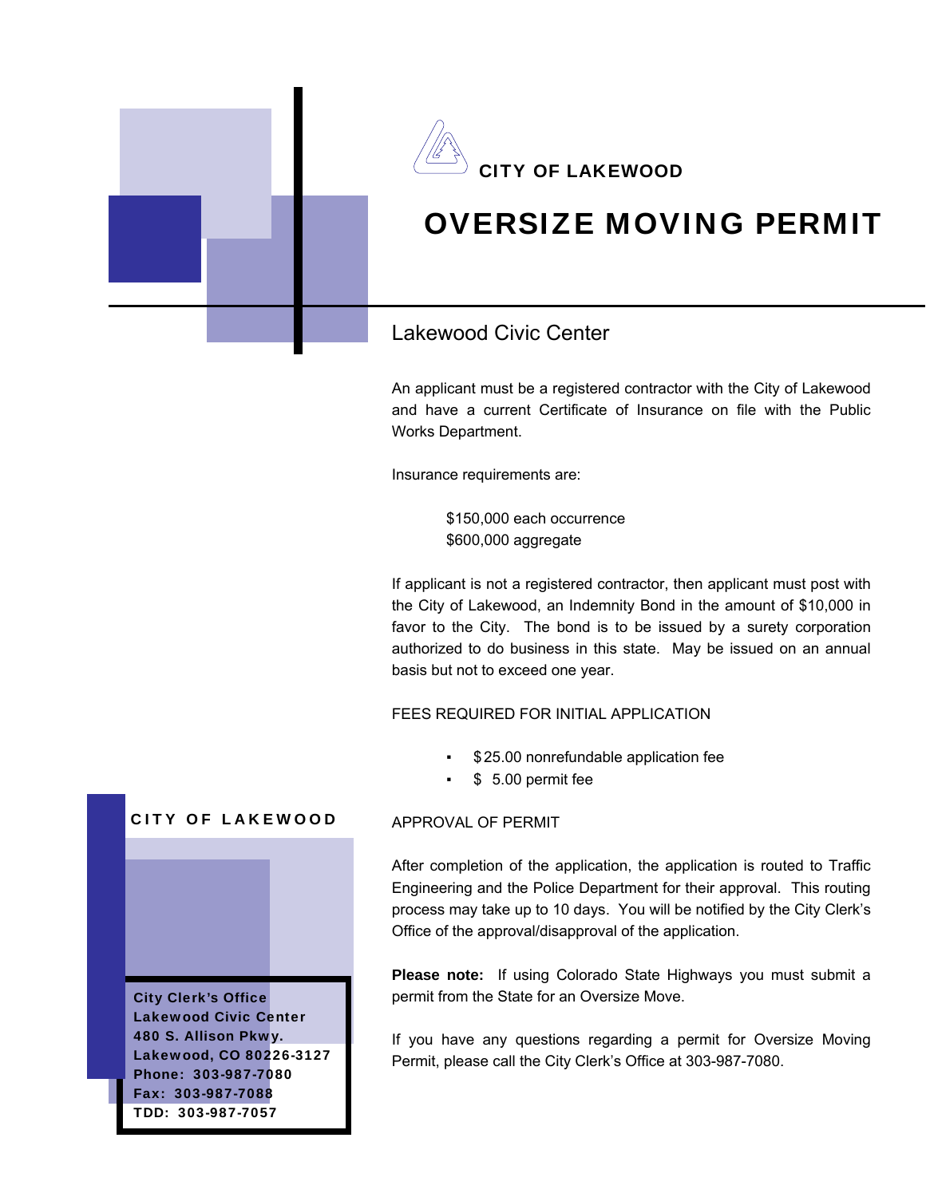CITY OF LAKEWOOD

# OVERSIZE MOVING PERMIT

## Lakewood Civic Center

An applicant must be a registered contractor with the City of Lakewood and have a current Certificate of Insurance on file with the Public Works Department.

Insurance requirements are:

$150,000 each occurrence
$600,000 aggregate

If applicant is not a registered contractor, then applicant must post with the City of Lakewood, an Indemnity Bond in the amount of $10,000 in favor to the City. The bond is to be issued by a surety corporation authorized to do business in this state. May be issued on an annual basis but not to exceed one year.

FEES REQUIRED FOR INITIAL APPLICATION

- $25.00 nonrefundable application fee
- $ 5.00 permit fee

APPROVAL OF PERMIT

After completion of the application, the application is routed to Traffic Engineering and the Police Department for their approval. This routing process may take up to 10 days. You will be notified by the City Clerk's Office of the approval/disapproval of the application.

**Please note:** If using Colorado State Highways you must submit a permit from the State for an Oversize Move.

If you have any questions regarding a permit for Oversize Moving Permit, please call the City Clerk's Office at 303-987-7080.

**CITY OF LAKEWOOD**

**City Clerk's Office**
**Lakewood Civic Center**
**480 S. Allison Pkwy.**
**Lakewood, CO 80226-3127**
**Phone: 303-987-7080**
**Fax: 303-987-7088**
**TDD: 303-987-7057**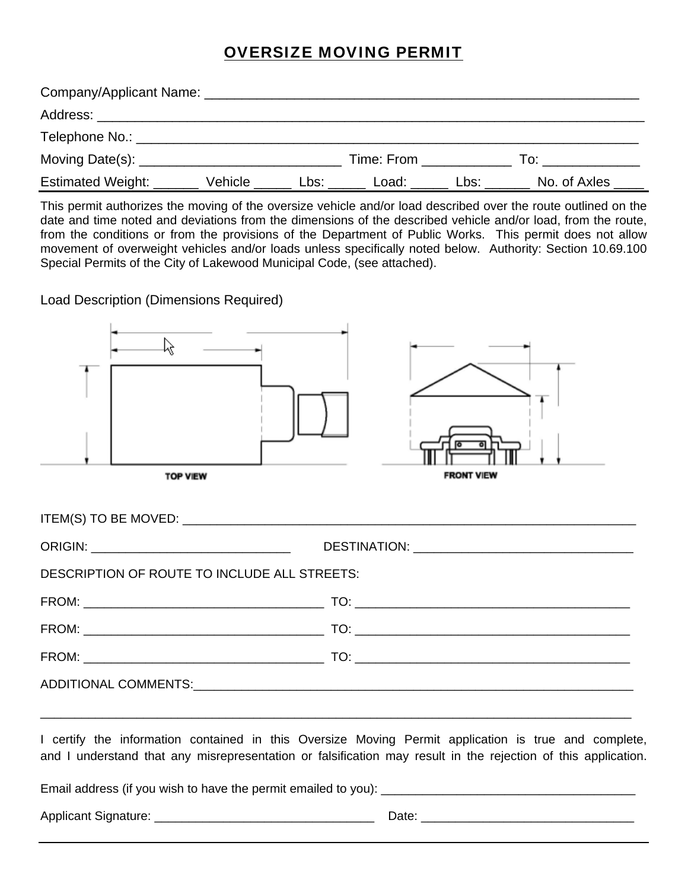# OVERSIZE MOVING PERMIT

Company/Applicant Name: ___________________________________________________________

Address: ______________________________________________________________________

Telephone No.: __________________________________________________________________

Moving Date(s): ___________________________ Time: From ____________ To: _____________

Estimated Weight: ______ Vehicle _____ Lbs: _____ Load: _____ Lbs: ______ No. of Axles ____

This permit authorizes the moving of the oversize vehicle and/or load described over the route outlined on the date and time noted and deviations from the dimensions of the described vehicle and/or load, from the route, from the conditions or from the provisions of the Department of Public Works. This permit does not allow movement of overweight vehicles and/or loads unless specifically noted below. Authority: Section 10.69.100 Special Permits of the City of Lakewood Municipal Code, (see attached).

Load Description (Dimensions Required)

TOP VIEW

FRONT VIEW

ITEM(S) TO BE MOVED: ________________________________________________________________

ORIGIN: _____________________________ DESTINATION: ________________________________

DESCRIPTION OF ROUTE TO INCLUDE ALL STREETS:

FROM: ___________________________________ TO: ________________________________________

FROM: ___________________________________ TO: ________________________________________

FROM: ___________________________________ TO: ________________________________________

ADDITIONAL COMMENTS:_____________________________________________________________

_________________________________________________________________________________

I certify the information contained in this Oversize Moving Permit application is true and complete, and I understand that any misrepresentation or falsification may result in the rejection of this application.

Email address (if you wish to have the permit emailed to you): _____________________________________

Applicant Signature: ________________________________ Date: _______________________________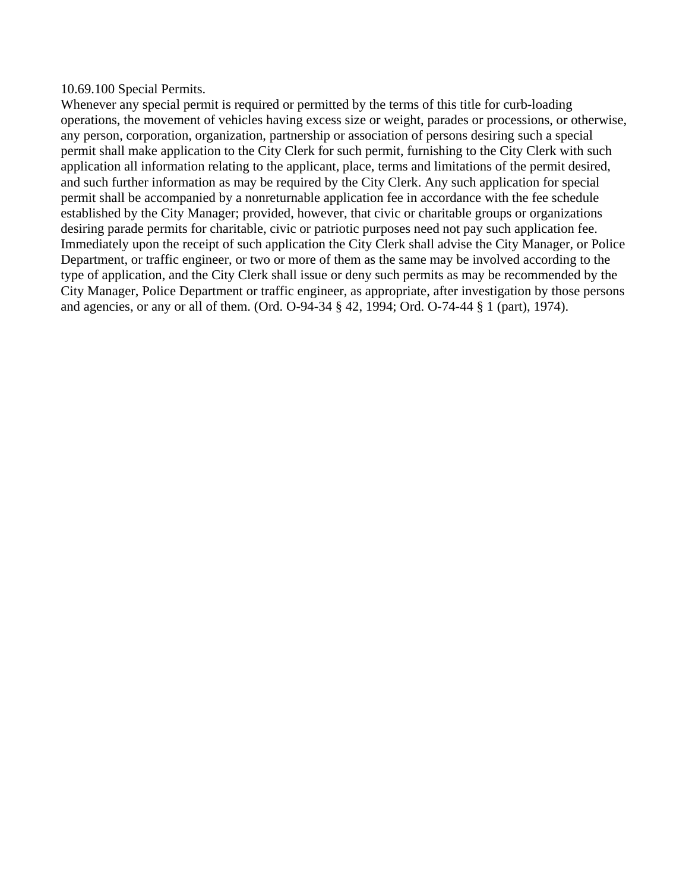10.69.100 Special Permits.

Whenever any special permit is required or permitted by the terms of this title for curb-loading operations, the movement of vehicles having excess size or weight, parades or processions, or otherwise, any person, corporation, organization, partnership or association of persons desiring such a special permit shall make application to the City Clerk for such permit, furnishing to the City Clerk with such application all information relating to the applicant, place, terms and limitations of the permit desired, and such further information as may be required by the City Clerk. Any such application for special permit shall be accompanied by a nonreturnable application fee in accordance with the fee schedule established by the City Manager; provided, however, that civic or charitable groups or organizations desiring parade permits for charitable, civic or patriotic purposes need not pay such application fee. Immediately upon the receipt of such application the City Clerk shall advise the City Manager, or Police Department, or traffic engineer, or two or more of them as the same may be involved according to the type of application, and the City Clerk shall issue or deny such permits as may be recommended by the City Manager, Police Department or traffic engineer, as appropriate, after investigation by those persons and agencies, or any or all of them. (Ord. O-94-34 § 42, 1994; Ord. O-74-44 § 1 (part), 1974).